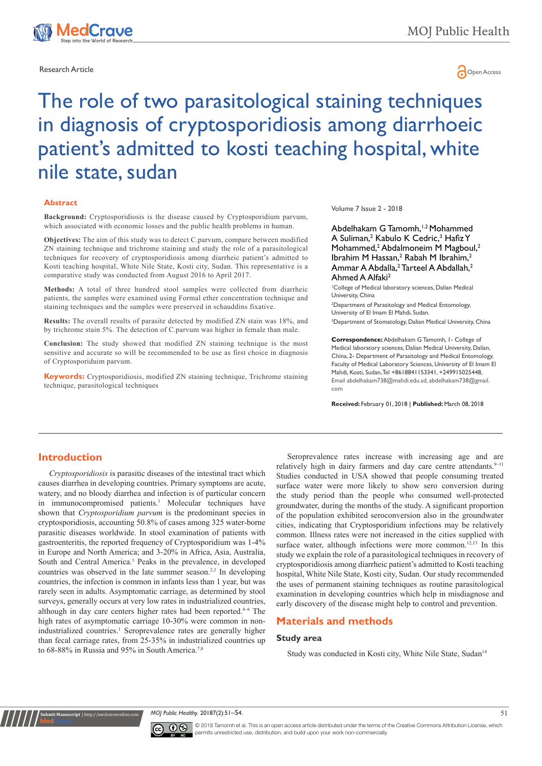Research Article

Open Access

# The role of two parasitological staining techniques in diagnosis of cryptosporidiosis among diarrhoeic patient's admitted to kosti teaching hospital, white nile state, sudan

## Abstract

**Background:** Cryptosporidiosis is the disease caused by Cryptosporidium parvum, which associated with economic losses and the public health problems in human.

**Objectives:** The aim of this study was to detect C.parvum, compare between modified ZN staining technique and trichrome staining and study the role of a parasitological techniques for recovery of cryptosporidiosis among diarrheic patient's admitted to Kosti teaching hospital, White Nile State, Kosti city, Sudan. This representative is a comparative study was conducted from August 2016 to April 2017.

**Methods:** A total of three hundred stool samples were collected from diarrheic patients, the samples were examined using Formal ether concentration technique and staining techniques and the samples were preserved in schauddins fixative.

**Results:** The overall results of parasite detected by modified ZN stain was 18%, and by trichrome stain 5%. The detection of C.parvum was higher in female than male.

**Conclusion:** The study showed that modified ZN staining technique is the most sensitive and accurate so will be recommended to be use as first choice in diagnosis of Cryptosporiduim parvum.

**Keywords:** Cryptosporidiosis, modified ZN staining technique, Trichrome staining technique, parasitological techniques

Volume 7 Issue 2 - 2018

Abdelhakam G Tamomh,[1,2] Mohammed A Suliman,[2] Kabulo K Cedric,[3] Hafiz Y Mohammed,[2] Abdalmoneim M Magboul,[2] Ibrahim M Hassan,[2] Rabah M Ibrahim,[2] Ammar A Abdalla,[2] Tarteel A Abdallah,[2] Ahmed A Alfaki[2]

[1]College of Medical laboratory sciences, Dalian Medical University, China

[2]Department of Parasitology and Medical Entomology, University of El Imam El Mahdi, Sudan.

[3]Department of Stomatology, Dalian Medical University, China

**Correspondence:** Abdelhakam G Tamomh, 1- College of Medical laboratory sciences, Dalian Medical University, Dalian, China, 2- Department of Parasitology and Medical Entomology, Faculty of Medical Laboratory Sciences, University of El Imam El Mahdi, Kosti, Sudan, Tel +8618841153341, +249915025448, Email abdelhakam738@mahdi.edu.sd, abdelhakam738@gmail.com

**Received:** February 01, 2018 | **Published:** March 08, 2018

## Introduction

*Cryptosporidiosis* is parasitic diseases of the intestinal tract which causes diarrhea in developing countries. Primary symptoms are acute, watery, and no bloody diarrhea and infection is of particular concern in immunocompromised patients.[1] Molecular techniques have shown that *Cryptosporidium parvum* is the predominant species in cryptosporidiosis, accounting 50.8% of cases among 325 water-borne parasitic diseases worldwide. In stool examination of patients with gastroenteritis, the reported frequency of Cryptosporidium was 1-4% in Europe and North America; and 3-20% in Africa, Asia, Australia, South and Central America.[1] Peaks in the prevalence, in developed countries was observed in the late summer season.[2,3] In developing countries, the infection is common in infants less than 1 year, but was rarely seen in adults. Asymptomatic carriage, as determined by stool surveys, generally occurs at very low rates in industrialized countries, although in day care centers higher rates had been reported.[4–6] The high rates of asymptomatic carriage 10-30% were common in non-industrialized countries.[1] Seroprevalence rates are generally higher than fecal carriage rates, from 25-35% in industrialized countries up to 68-88% in Russia and 95% in South America.[7,8]

Seroprevalence rates increase with increasing age and are relatively high in dairy farmers and day care centre attendants.[9–11] Studies conducted in USA showed that people consuming treated surface water were more likely to show sero conversion during the study period than the people who consumed well-protected groundwater, during the months of the study. A significant proportion of the population exhibited seroconversion also in the groundwater cities, indicating that Cryptosporidium infections may be relatively common. Illness rates were not increased in the cities supplied with surface water, although infections were more common.[12,13] In this study we explain the role of a parasitological techniques in recovery of cryptosporidiosis among diarrheic patient's admitted to Kosti teaching hospital, White Nile State, Kosti city, Sudan. Our study recommended the uses of permanent staining techniques as routine parasitological examination in developing countries which help in misdiagnose and early discovery of the disease might help to control and prevention.

## Materials and methods

### Study area

Study was conducted in Kosti city, White Nile State, Sudan[14]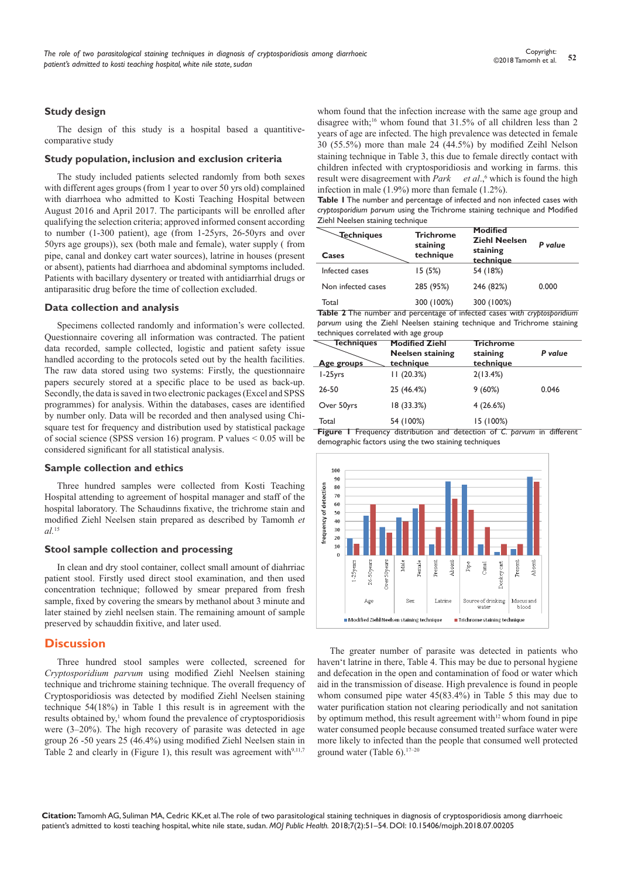## Study design

The design of this study is a hospital based a quantitive-comparative study

## Study population, inclusion and exclusion criteria

The study included patients selected randomly from both sexes with different ages groups (from 1 year to over 50 yrs old) complained with diarrhoea who admitted to Kosti Teaching Hospital between August 2016 and April 2017. The participants will be enrolled after qualifying the selection criteria; approved informed consent according to number (1-300 patient), age (from 1-25yrs, 26-50yrs and over 50yrs age groups)), sex (both male and female), water supply ( from pipe, canal and donkey cart water sources), latrine in houses (present or absent), patients had diarrhoea and abdominal symptoms included. Patients with bacillary dysentery or treated with antidiarrhial drugs or antiparasitic drug before the time of collection excluded.

## Data collection and analysis

Specimens collected randomly and information's were collected. Questionnaire covering all information was contracted. The patient data recorded, sample collected, logistic and patient safety issue handled according to the protocols set out by the health facilities. The raw data stored using two systems: Firstly, the questionnaire papers securely stored at a specific place to be used as back-up. Secondly, the data is saved in two electronic packages (Excel and SPSS programmes) for analysis. Within the databases, cases are identified by number only. Data will be recorded and then analysed using Chi-square test for frequency and distribution used by statistical package of social science (SPSS version 16) program. P values < 0.05 will be considered significant for all statistical analysis.

## Sample collection and ethics

Three hundred samples were collected from Kosti Teaching Hospital attending to agreement of hospital manager and staff of the hospital laboratory. The Schaudinns fixative, the trichrome stain and modified Ziehl Neelsen stain prepared as described by Tamomh *et al.*[15]

## Stool sample collection and processing

In clean and dry stool container, collect small amount of diahrriac patient stool. Firstly used direct stool examination, and then used concentration technique; followed by smear prepared from fresh sample, fixed by covering the smears by methanol about 3 minute and later stained by ziehl neelsen stain. The remaining amount of sample preserved by schauddin fixitive, and later used.

# Discussion

Three hundred stool samples were collected, screened for *Cryptosporidium parvum* using modified Ziehl Neelsen staining technique and trichrome staining technique. The overall frequency of Cryptosporidiosis was detected by modified Ziehl Neelsen staining technique 54(18%) in Table 1 this result is in agreement with the results obtained by,[1] whom found the prevalence of cryptosporidiosis were (3–20%). The high recovery of parasite was detected in age group 26 -50 years 25 (46.4%) using modified Ziehl Neelsen stain in Table 2 and clearly in (Figure 1), this result was agreement with[9,11,7] whom found that the infection increase with the same age group and disagree with;[16] whom found that 31.5% of all children less than 2 years of age are infected. The high prevalence was detected in female 30 (55.5%) more than male 24 (44.5%) by modified Zeihl Nelson staining technique in Table 3, this due to female directly contact with children infected with cryptosporidiosis and working in farms. this result were disagreement with *Park et al.*,[6] which is found the high infection in male (1.9%) more than female (1.2%).

**Table 1** The number and percentage of infected and non infected cases with *cryptosporidium parvum* using the Trichrome staining technique and Modified Ziehl Neelsen staining technique

| Cases \ Techniques | Trichrome staining technique | Modified Ziehl Neelsen staining technique | P value |
|---|---|---|---|
| Infected cases | 15 (5%) | 54 (18%) | |
| Non infected cases | 285 (95%) | 246 (82%) | 0.000 |
| Total | 300 (100%) | 300 (100%) | |

**Table 2** The number and percentage of infected cases with *cryptosporidium parvum* using the Ziehl Neelsen staining technique and Trichrome staining techniques correlated with age group

| Age groups \ Techniques | Modified Ziehl Neelsen staining technique | Trichrome staining technique | P value |
|---|---|---|---|
| 1-25yrs | 11 (20.3%) | 2(13.4%) | |
| 26-50 | 25 (46.4%) | 9 (60%) | 0.046 |
| Over 50yrs | 18 (33.3%) | 4 (26.6%) | |
| Total | 54 (100%) | 15 (100%) | |

**Figure 1** Frequency distribution and detection of *C. parvum* in different demographic factors using the two staining techniques

The greater number of parasite was detected in patients who haven't latrine in there, Table 4. This may be due to personal hygiene and defecation in the open and contamination of food or water which aid in the transmission of disease. High prevalence is found in people whom consumed pipe water 45(83.4%) in Table 5 this may due to water purification station not clearing periodically and not sanitation by optimum method, this result agreement with[12] whom found in pipe water consumed people because consumed treated surface water were more likely to infected than the people that consumed well protected ground water (Table 6).[17–20]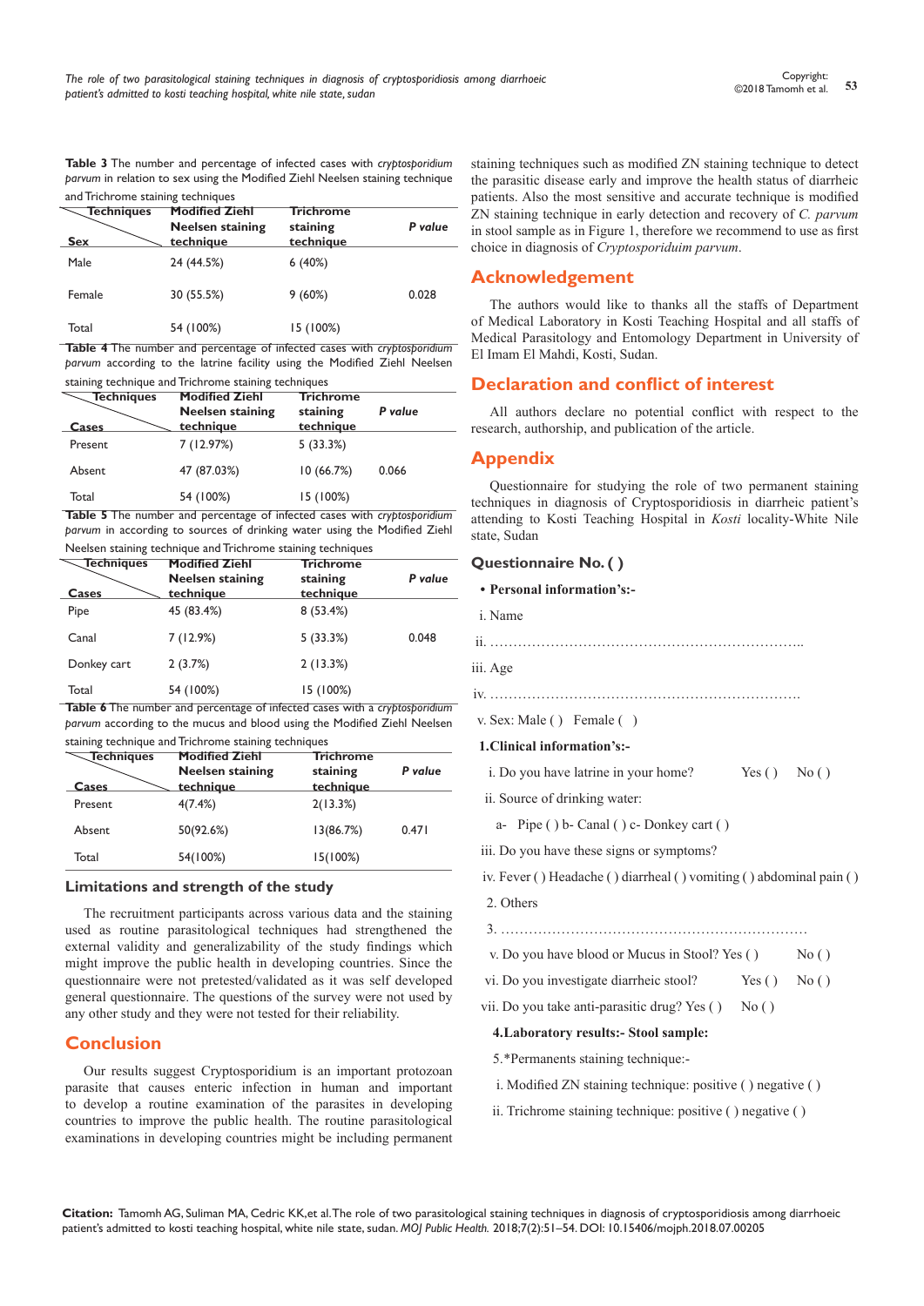**Table 3** The number and percentage of infected cases with *cryptosporidium parvum* in relation to sex using the Modified Ziehl Neelsen staining technique and Trichrome staining techniques

| Techniques / Sex | Modified Ziehl Neelsen staining technique | Trichrome staining technique | *P value* |
|---|---|---|---|
| Male | 24 (44.5%) | 6 (40%) | |
| Female | 30 (55.5%) | 9 (60%) | 0.028 |
| Total | 54 (100%) | 15 (100%) | |

**Table 4** The number and percentage of infected cases with *cryptosporidium parvum* according to the latrine facility using the Modified Ziehl Neelsen staining technique and Trichrome staining techniques

| Techniques / Cases | Modified Ziehl Neelsen staining technique | Trichrome staining technique | *P value* |
|---|---|---|---|
| Present | 7 (12.97%) | 5 (33.3%) | |
| Absent | 47 (87.03%) | 10 (66.7%) | 0.066 |
| Total | 54 (100%) | 15 (100%) | |

**Table 5** The number and percentage of infected cases with *cryptosporidium parvum* in according to sources of drinking water using the Modified Ziehl Neelsen staining technique and Trichrome staining techniques

| Techniques / Cases | Modified Ziehl Neelsen staining technique | Trichrome staining technique | *P value* |
|---|---|---|---|
| Pipe | 45 (83.4%) | 8 (53.4%) | |
| Canal | 7 (12.9%) | 5 (33.3%) | 0.048 |
| Donkey cart | 2 (3.7%) | 2 (13.3%) | |
| Total | 54 (100%) | 15 (100%) | |

**Table 6** The number and percentage of infected cases with a *cryptosporidium parvum* according to the mucus and blood using the Modified Ziehl Neelsen staining technique and Trichrome staining techniques

| Techniques / Cases | Modified Ziehl Neelsen staining technique | Trichrome staining technique | *P value* |
|---|---|---|---|
| Present | 4(7.4%) | 2(13.3%) | |
| Absent | 50(92.6%) | 13(86.7%) | 0.471 |
| Total | 54(100%) | 15(100%) | |

### Limitations and strength of the study

The recruitment participants across various data and the staining used as routine parasitological techniques had strengthened the external validity and generalizability of the study findings which might improve the public health in developing countries. Since the questionnaire were not pretested/validated as it was self developed general questionnaire. The questions of the survey were not used by any other study and they were not tested for their reliability.

## Conclusion

Our results suggest Cryptosporidium is an important protozoan parasite that causes enteric infection in human and important to develop a routine examination of the parasites in developing countries to improve the public health. The routine parasitological examinations in developing countries might be including permanent staining techniques such as modified ZN staining technique to detect the parasitic disease early and improve the health status of diarrheic patients. Also the most sensitive and accurate technique is modified ZN staining technique in early detection and recovery of *C. parvum* in stool sample as in Figure 1, therefore we recommend to use as first choice in diagnosis of *Cryptosporiduim parvum*.

## Acknowledgement

The authors would like to thanks all the staffs of Department of Medical Laboratory in Kosti Teaching Hospital and all staffs of Medical Parasitology and Entomology Department in University of El Imam El Mahdi, Kosti, Sudan.

## Declaration and conflict of interest

All authors declare no potential conflict with respect to the research, authorship, and publication of the article.

## Appendix

Questionnaire for studying the role of two permanent staining techniques in diagnosis of Cryptosporidiosis in diarrheic patient's attending to Kosti Teaching Hospital in *Kosti* locality-White Nile state, Sudan

### Questionnaire No. ( )

- **Personal information's:-**

i. Name

ii. …………………………………………………………..

iii. Age

iv. …………………………………………………………

v. Sex: Male ( ) Female ( )

**1.Clinical information's:-**

i. Do you have latrine in your home? Yes ( ) No ( )

ii. Source of drinking water:

a- Pipe ( ) b- Canal ( ) c- Donkey cart ( )

iii. Do you have these signs or symptoms?

iv. Fever ( ) Headache ( ) diarrheal ( ) vomiting ( ) abdominal pain ( )

2. Others

3. ……………………………………………………….

v. Do you have blood or Mucus in Stool? Yes ( ) No ( )

vi. Do you investigate diarrheic stool? Yes ( ) No ( )

vii. Do you take anti-parasitic drug? Yes ( ) No ( )

**4.Laboratory results:- Stool sample:**

5.*Permanents staining technique:-

i. Modified ZN staining technique: positive ( ) negative ( )

ii. Trichrome staining technique: positive ( ) negative ( )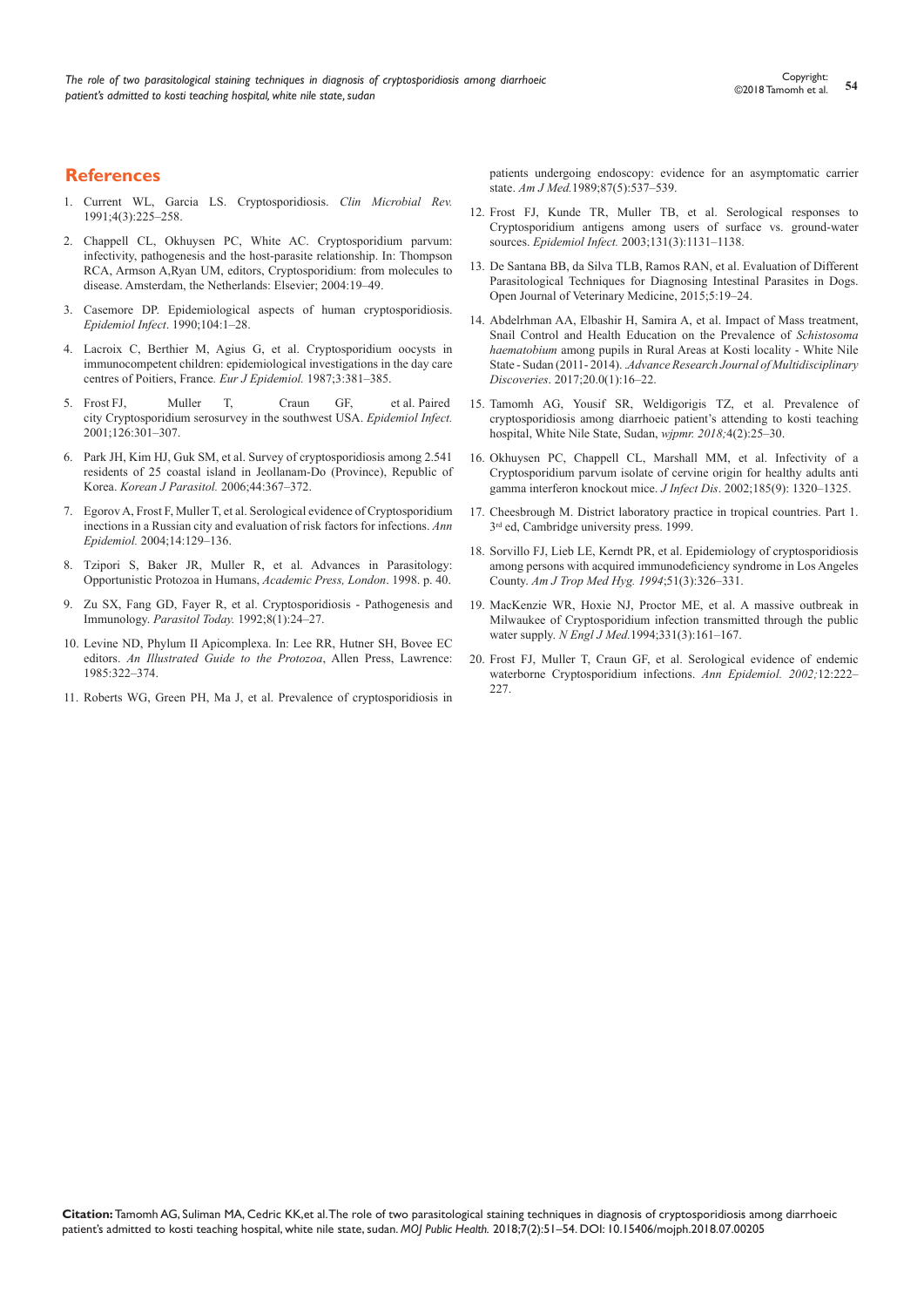## References

1. Current WL, Garcia LS. Cryptosporidiosis. *Clin Microbial Rev.* 1991;4(3):225–258.
2. Chappell CL, Okhuysen PC, White AC. Cryptosporidium parvum: infectivity, pathogenesis and the host-parasite relationship. In: Thompson RCA, Armson A,Ryan UM, editors, Cryptosporidium: from molecules to disease. Amsterdam, the Netherlands: Elsevier; 2004:19–49.
3. Casemore DP. Epidemiological aspects of human cryptosporidiosis. *Epidemiol Infect*. 1990;104:1–28.
4. Lacroix C, Berthier M, Agius G, et al. Cryptosporidium oocysts in immunocompetent children: epidemiological investigations in the day care centres of Poitiers, France*. Eur J Epidemiol.* 1987;3:381–385.
5. Frost FJ, Muller T, Craun GF, et al. Paired city Cryptosporidium serosurvey in the southwest USA. *Epidemiol Infect.* 2001;126:301–307.
6. Park JH, Kim HJ, Guk SM, et al. Survey of cryptosporidiosis among 2.541 residents of 25 coastal island in Jeollanam-Do (Province), Republic of Korea. *Korean J Parasitol.* 2006;44:367–372.
7. Egorov A, Frost F, Muller T, et al. Serological evidence of Cryptosporidium inections in a Russian city and evaluation of risk factors for infections. *Ann Epidemiol.* 2004;14:129–136.
8. Tzipori S, Baker JR, Muller R, et al. Advances in Parasitology: Opportunistic Protozoa in Humans, *Academic Press, London*. 1998. p. 40.
9. Zu SX, Fang GD, Fayer R, et al. Cryptosporidiosis - Pathogenesis and Immunology. *Parasitol Today.* 1992;8(1):24–27.
10. Levine ND, Phylum II Apicomplexa. In: Lee RR, Hutner SH, Bovee EC editors. *An Illustrated Guide to the Protozoa*, Allen Press, Lawrence: 1985:322–374.
11. Roberts WG, Green PH, Ma J, et al. Prevalence of cryptosporidiosis in patients undergoing endoscopy: evidence for an asymptomatic carrier state. *Am J Med.*1989;87(5):537–539.
12. Frost FJ, Kunde TR, Muller TB, et al. Serological responses to Cryptosporidium antigens among users of surface vs. ground-water sources. *Epidemiol Infect.* 2003;131(3):1131–1138.
13. De Santana BB, da Silva TLB, Ramos RAN, et al. Evaluation of Different Parasitological Techniques for Diagnosing Intestinal Parasites in Dogs. Open Journal of Veterinary Medicine, 2015;5:19–24.
14. Abdelrhman AA, Elbashir H, Samira A, et al. Impact of Mass treatment, Snail Control and Health Education on the Prevalence of *Schistosoma haematobium* among pupils in Rural Areas at Kosti locality - White Nile State - Sudan (2011- 2014). *Advance Research Journal of Multidisciplinary Discoveries*. 2017;20.0(1):16–22.
15. Tamomh AG, Yousif SR, Weldigorigis TZ, et al. Prevalence of cryptosporidiosis among diarrhoeic patient's attending to kosti teaching hospital, White Nile State, Sudan, *wjpmr. 2018;*4(2):25–30.
16. Okhuysen PC, Chappell CL, Marshall MM, et al. Infectivity of a Cryptosporidium parvum isolate of cervine origin for healthy adults anti gamma interferon knockout mice. *J Infect Dis*. 2002;185(9): 1320–1325.
17. Cheesbrough M. District laboratory practice in tropical countries. Part 1. 3rd ed, Cambridge university press. 1999.
18. Sorvillo FJ, Lieb LE, Kerndt PR, et al. Epidemiology of cryptosporidiosis among persons with acquired immunodeficiency syndrome in Los Angeles County. *Am J Trop Med Hyg. 1994*;51(3):326–331.
19. MacKenzie WR, Hoxie NJ, Proctor ME, et al. A massive outbreak in Milwaukee of Cryptosporidium infection transmitted through the public water supply. *N Engl J Med.*1994;331(3):161–167.
20. Frost FJ, Muller T, Craun GF, et al. Serological evidence of endemic waterborne Cryptosporidium infections. *Ann Epidemiol. 2002;*12:222–227.